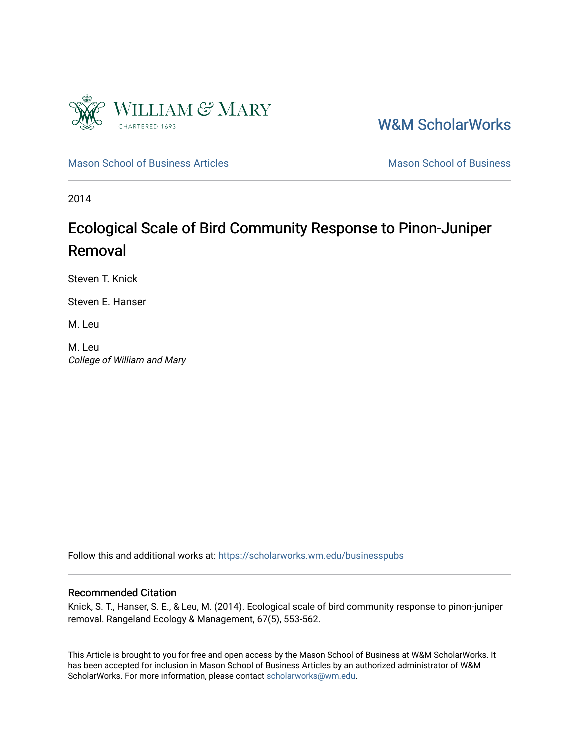William & Mary
CHARTERED 1693

W&M ScholarWorks

Mason School of Business Articles | Mason School of Business

2014

# Ecological Scale of Bird Community Response to Pinon-Juniper Removal

Steven T. Knick

Steven E. Hanser

M. Leu

M. Leu
*College of William and Mary*

Follow this and additional works at: https://scholarworks.wm.edu/businesspubs

## Recommended Citation

Knick, S. T., Hanser, S. E., & Leu, M. (2014). Ecological scale of bird community response to pinon-juniper removal. Rangeland Ecology & Management, 67(5), 553-562.

This Article is brought to you for free and open access by the Mason School of Business at W&M ScholarWorks. It has been accepted for inclusion in Mason School of Business Articles by an authorized administrator of W&M ScholarWorks. For more information, please contact scholarworks@wm.edu.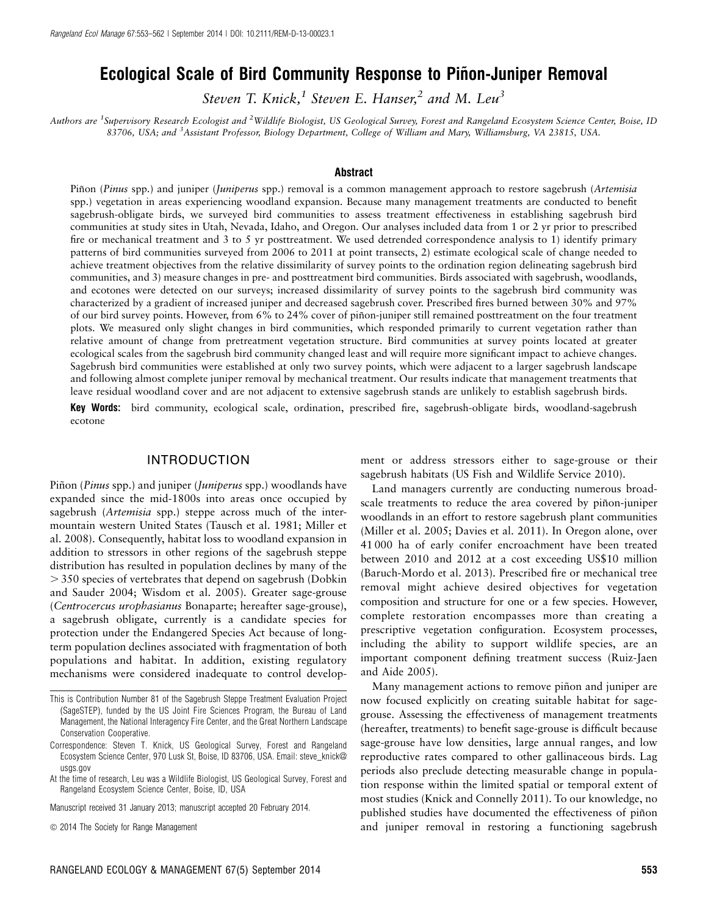# Ecological Scale of Bird Community Response to Piñon-Juniper Removal

*Steven T. Knick,[1] Steven E. Hanser,[2] and M. Leu[3]*

*Authors are [1]Supervisory Research Ecologist and [2]Wildlife Biologist, US Geological Survey, Forest and Rangeland Ecosystem Science Center, Boise, ID 83706, USA; and [3]Assistant Professor, Biology Department, College of William and Mary, Williamsburg, VA 23815, USA.*

## Abstract

Piñon (*Pinus* spp.) and juniper (*Juniperus* spp.) removal is a common management approach to restore sagebrush (*Artemisia* spp.) vegetation in areas experiencing woodland expansion. Because many management treatments are conducted to benefit sagebrush-obligate birds, we surveyed bird communities to assess treatment effectiveness in establishing sagebrush bird communities at study sites in Utah, Nevada, Idaho, and Oregon. Our analyses included data from 1 or 2 yr prior to prescribed fire or mechanical treatment and 3 to 5 yr posttreatment. We used detrended correspondence analysis to 1) identify primary patterns of bird communities surveyed from 2006 to 2011 at point transects, 2) estimate ecological scale of change needed to achieve treatment objectives from the relative dissimilarity of survey points to the ordination region delineating sagebrush bird communities, and 3) measure changes in pre- and posttreatment bird communities. Birds associated with sagebrush, woodlands, and ecotones were detected on our surveys; increased dissimilarity of survey points to the sagebrush bird community was characterized by a gradient of increased juniper and decreased sagebrush cover. Prescribed fires burned between 30% and 97% of our bird survey points. However, from 6% to 24% cover of piñon-juniper still remained posttreatment on the four treatment plots. We measured only slight changes in bird communities, which responded primarily to current vegetation rather than relative amount of change from pretreatment vegetation structure. Bird communities at survey points located at greater ecological scales from the sagebrush bird community changed least and will require more significant impact to achieve changes. Sagebrush bird communities were established at only two survey points, which were adjacent to a larger sagebrush landscape and following almost complete juniper removal by mechanical treatment. Our results indicate that management treatments that leave residual woodland cover and are not adjacent to extensive sagebrush stands are unlikely to establish sagebrush birds.

**Key Words:** bird community, ecological scale, ordination, prescribed fire, sagebrush-obligate birds, woodland-sagebrush ecotone

## INTRODUCTION

Piñon (*Pinus* spp.) and juniper (*Juniperus* spp.) woodlands have expanded since the mid-1800s into areas once occupied by sagebrush (*Artemisia* spp.) steppe across much of the intermountain western United States (Tausch et al. 1981; Miller et al. 2008). Consequently, habitat loss to woodland expansion in addition to stressors in other regions of the sagebrush steppe distribution has resulted in population declines by many of the > 350 species of vertebrates that depend on sagebrush (Dobkin and Sauder 2004; Wisdom et al. 2005). Greater sage-grouse (*Centrocercus urophasianus* Bonaparte; hereafter sage-grouse), a sagebrush obligate, currently is a candidate species for protection under the Endangered Species Act because of long-term population declines associated with fragmentation of both populations and habitat. In addition, existing regulatory mechanisms were considered inadequate to control development or address stressors either to sage-grouse or their sagebrush habitats (US Fish and Wildlife Service 2010).

Land managers currently are conducting numerous broad-scale treatments to reduce the area covered by piñon-juniper woodlands in an effort to restore sagebrush plant communities (Miller et al. 2005; Davies et al. 2011). In Oregon alone, over 41 000 ha of early conifer encroachment have been treated between 2010 and 2012 at a cost exceeding US$10 million (Baruch-Mordo et al. 2013). Prescribed fire or mechanical tree removal might achieve desired objectives for vegetation composition and structure for one or a few species. However, complete restoration encompasses more than creating a prescriptive vegetation configuration. Ecosystem processes, including the ability to support wildlife species, are an important component defining treatment success (Ruiz-Jaen and Aide 2005).

Many management actions to remove piñon and juniper are now focused explicitly on creating suitable habitat for sage-grouse. Assessing the effectiveness of management treatments (hereafter, treatments) to benefit sage-grouse is difficult because sage-grouse have low densities, large annual ranges, and low reproductive rates compared to other gallinaceous birds. Lag periods also preclude detecting measurable change in population response within the limited spatial or temporal extent of most studies (Knick and Connelly 2011). To our knowledge, no published studies have documented the effectiveness of piñon and juniper removal in restoring a functioning sagebrush

This is Contribution Number 81 of the Sagebrush Steppe Treatment Evaluation Project (SageSTEP), funded by the US Joint Fire Sciences Program, the Bureau of Land Management, the National Interagency Fire Center, and the Great Northern Landscape Conservation Cooperative.

Correspondence: Steven T. Knick, US Geological Survey, Forest and Rangeland Ecosystem Science Center, 970 Lusk St, Boise, ID 83706, USA. Email: steve_knick@usgs.gov

At the time of research, Leu was a Wildlife Biologist, US Geological Survey, Forest and Rangeland Ecosystem Science Center, Boise, ID, USA

Manuscript received 31 January 2013; manuscript accepted 20 February 2014.

© 2014 The Society for Range Management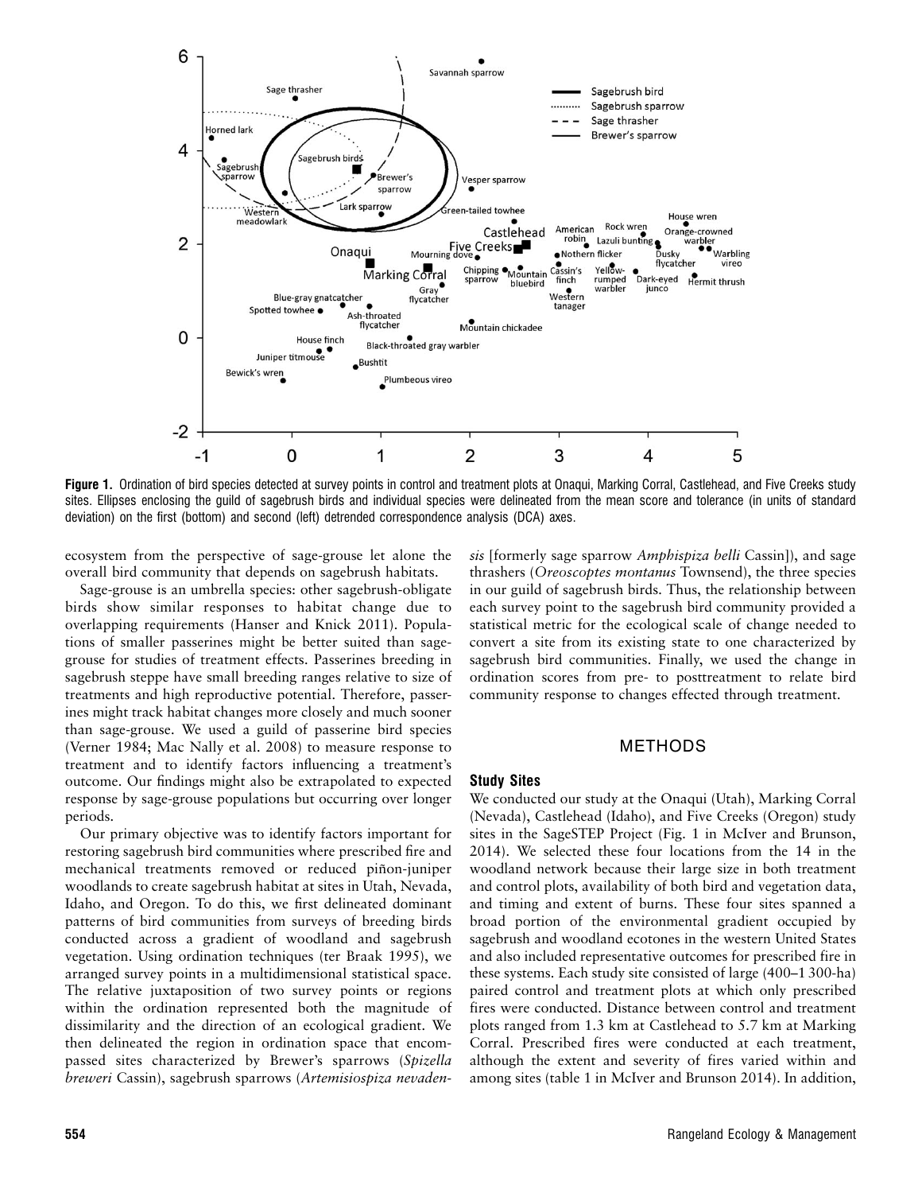6

Savannah sparrow

Sage thrasher

Sagebrush bird

Sagebrush sparrow

Sage thrasher

Brewer's sparrow

Horned lark

4

Sagebrush sparrow

Sagebrush birds

Brewer's sparrow

Vesper sparrow

Western meadowlark

Lark sparrow

Green-tailed towhee

House wren

Castlehead

American robin

Rock wren

Orange-crowned warbler

2

Lazuli bunting

Five Creeks

Onaqui

Mourning dove

Nothern flicker

Dusky flycatcher

Warbling vireo

Marking Corral

Chipping sparrow

Mountain bluebird

Cassin's finch

Yellow-rumped warbler

Dark-eyed junco

Hermit thrush

Gray flycatcher

Blue-gray gnatcatcher

Western tanager

Spotted towhee

Ash-throated flycatcher

Mountain chickadee

0

House finch

Black-throated gray warbler

Juniper titmouse

Bushtit

Bewick's wren

Plumbeous vireo

-2

-1 0 1 2 3 4 5

**Figure 1.** Ordination of bird species detected at survey points in control and treatment plots at Onaqui, Marking Corral, Castlehead, and Five Creeks study sites. Ellipses enclosing the guild of sagebrush birds and individual species were delineated from the mean score and tolerance (in units of standard deviation) on the first (bottom) and second (left) detrended correspondence analysis (DCA) axes.

ecosystem from the perspective of sage-grouse let alone the overall bird community that depends on sagebrush habitats.

Sage-grouse is an umbrella species: other sagebrush-obligate birds show similar responses to habitat change due to overlapping requirements (Hanser and Knick 2011). Populations of smaller passerines might be better suited than sage-grouse for studies of treatment effects. Passerines breeding in sagebrush steppe have small breeding ranges relative to size of treatments and high reproductive potential. Therefore, passerines might track habitat changes more closely and much sooner than sage-grouse. We used a guild of passerine bird species (Verner 1984; Mac Nally et al. 2008) to measure response to treatment and to identify factors influencing a treatment's outcome. Our findings might also be extrapolated to expected response by sage-grouse populations but occurring over longer periods.

Our primary objective was to identify factors important for restoring sagebrush bird communities where prescribed fire and mechanical treatments removed or reduced piñon-juniper woodlands to create sagebrush habitat at sites in Utah, Nevada, Idaho, and Oregon. To do this, we first delineated dominant patterns of bird communities from surveys of breeding birds conducted across a gradient of woodland and sagebrush vegetation. Using ordination techniques (ter Braak 1995), we arranged survey points in a multidimensional statistical space. The relative juxtaposition of two survey points or regions within the ordination represented both the magnitude of dissimilarity and the direction of an ecological gradient. We then delineated the region in ordination space that encompassed sites characterized by Brewer's sparrows (*Spizella breweri* Cassin), sagebrush sparrows (*Artemisiospiza nevadensis* [formerly sage sparrow *Amphispiza belli* Cassin]), and sage thrashers (*Oreoscoptes montanus* Townsend), the three species in our guild of sagebrush birds. Thus, the relationship between each survey point to the sagebrush bird community provided a statistical metric for the ecological scale of change needed to convert a site from its existing state to one characterized by sagebrush bird communities. Finally, we used the change in ordination scores from pre- to posttreatment to relate bird community response to changes effected through treatment.

## METHODS

### Study Sites

We conducted our study at the Onaqui (Utah), Marking Corral (Nevada), Castlehead (Idaho), and Five Creeks (Oregon) study sites in the SageSTEP Project (Fig. 1 in McIver and Brunson, 2014). We selected these four locations from the 14 in the woodland network because their large size in both treatment and control plots, availability of both bird and vegetation data, and timing and extent of burns. These four sites spanned a broad portion of the environmental gradient occupied by sagebrush and woodland ecotones in the western United States and also included representative outcomes for prescribed fire in these systems. Each study site consisted of large (400–1 300-ha) paired control and treatment plots at which only prescribed fires were conducted. Distance between control and treatment plots ranged from 1.3 km at Castlehead to 5.7 km at Marking Corral. Prescribed fires were conducted at each treatment, although the extent and severity of fires varied within and among sites (table 1 in McIver and Brunson 2014). In addition,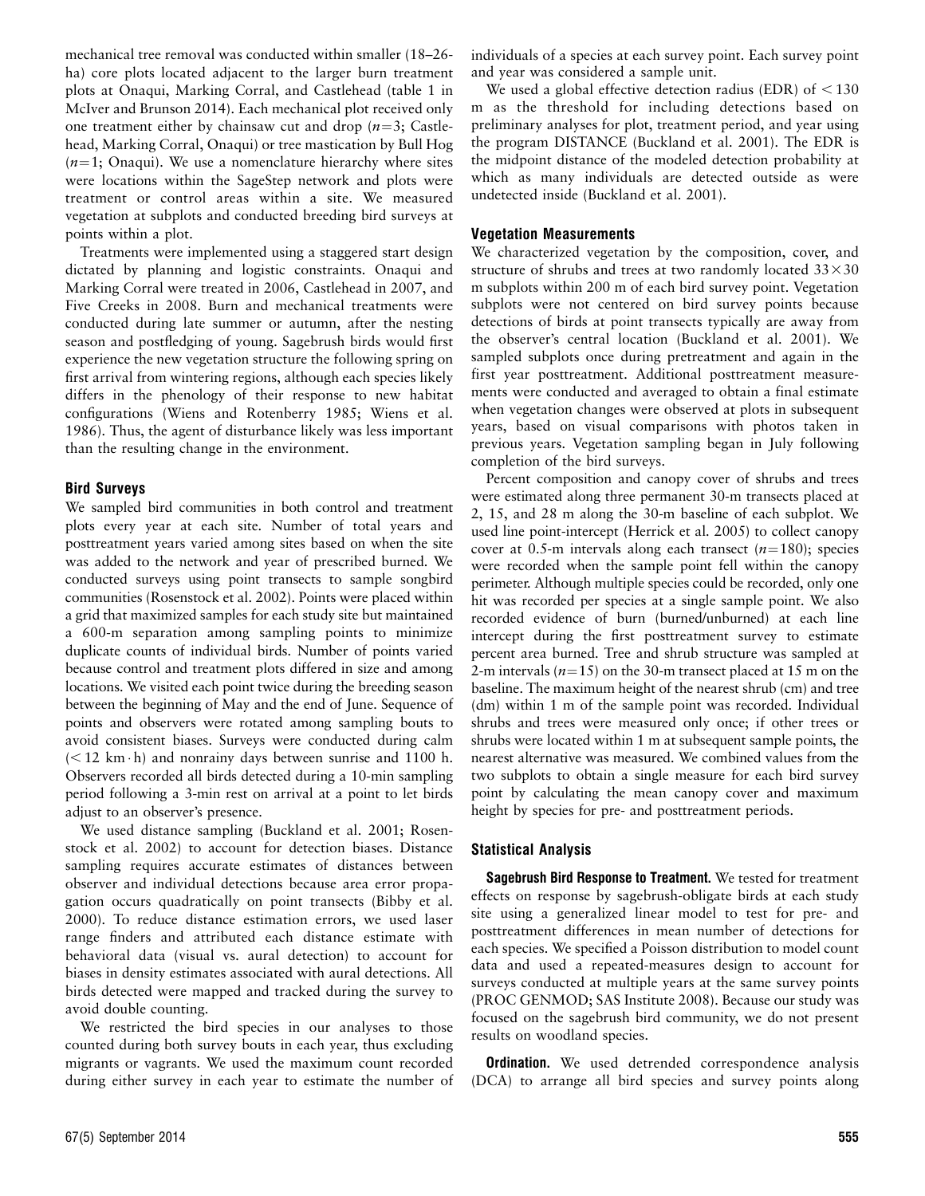mechanical tree removal was conducted within smaller (18–26-ha) core plots located adjacent to the larger burn treatment plots at Onaqui, Marking Corral, and Castlehead (table 1 in McIver and Brunson 2014). Each mechanical plot received only one treatment either by chainsaw cut and drop ($n=3$; Castlehead, Marking Corral, Onaqui) or tree mastication by Bull Hog ($n=1$; Onaqui). We use a nomenclature hierarchy where sites were locations within the SageStep network and plots were treatment or control areas within a site. We measured vegetation at subplots and conducted breeding bird surveys at points within a plot.

Treatments were implemented using a staggered start design dictated by planning and logistic constraints. Onaqui and Marking Corral were treated in 2006, Castlehead in 2007, and Five Creeks in 2008. Burn and mechanical treatments were conducted during late summer or autumn, after the nesting season and postfledging of young. Sagebrush birds would first experience the new vegetation structure the following spring on first arrival from wintering regions, although each species likely differs in the phenology of their response to new habitat configurations (Wiens and Rotenberry 1985; Wiens et al. 1986). Thus, the agent of disturbance likely was less important than the resulting change in the environment.

### Bird Surveys

We sampled bird communities in both control and treatment plots every year at each site. Number of total years and posttreatment years varied among sites based on when the site was added to the network and year of prescribed burned. We conducted surveys using point transects to sample songbird communities (Rosenstock et al. 2002). Points were placed within a grid that maximized samples for each study site but maintained a 600-m separation among sampling points to minimize duplicate counts of individual birds. Number of points varied because control and treatment plots differed in size and among locations. We visited each point twice during the breeding season between the beginning of May and the end of June. Sequence of points and observers were rotated among sampling bouts to avoid consistent biases. Surveys were conducted during calm ($< 12$ km $\cdot$ h) and nonrainy days between sunrise and 1100 h. Observers recorded all birds detected during a 10-min sampling period following a 3-min rest on arrival at a point to let birds adjust to an observer's presence.

We used distance sampling (Buckland et al. 2001; Rosenstock et al. 2002) to account for detection biases. Distance sampling requires accurate estimates of distances between observer and individual detections because area error propagation occurs quadratically on point transects (Bibby et al. 2000). To reduce distance estimation errors, we used laser range finders and attributed each distance estimate with behavioral data (visual vs. aural detection) to account for biases in density estimates associated with aural detections. All birds detected were mapped and tracked during the survey to avoid double counting.

We restricted the bird species in our analyses to those counted during both survey bouts in each year, thus excluding migrants or vagrants. We used the maximum count recorded during either survey in each year to estimate the number of individuals of a species at each survey point. Each survey point and year was considered a sample unit.

We used a global effective detection radius (EDR) of $< 130$ m as the threshold for including detections based on preliminary analyses for plot, treatment period, and year using the program DISTANCE (Buckland et al. 2001). The EDR is the midpoint distance of the modeled detection probability at which as many individuals are detected outside as were undetected inside (Buckland et al. 2001).

### Vegetation Measurements

We characterized vegetation by the composition, cover, and structure of shrubs and trees at two randomly located $33 \times 30$ m subplots within 200 m of each bird survey point. Vegetation subplots were not centered on bird survey points because detections of birds at point transects typically are away from the observer's central location (Buckland et al. 2001). We sampled subplots once during pretreatment and again in the first year posttreatment. Additional posttreatment measurements were conducted and averaged to obtain a final estimate when vegetation changes were observed at plots in subsequent years, based on visual comparisons with photos taken in previous years. Vegetation sampling began in July following completion of the bird surveys.

Percent composition and canopy cover of shrubs and trees were estimated along three permanent 30-m transects placed at 2, 15, and 28 m along the 30-m baseline of each subplot. We used line point-intercept (Herrick et al. 2005) to collect canopy cover at 0.5-m intervals along each transect ($n=180$); species were recorded when the sample point fell within the canopy perimeter. Although multiple species could be recorded, only one hit was recorded per species at a single sample point. We also recorded evidence of burn (burned/unburned) at each line intercept during the first posttreatment survey to estimate percent area burned. Tree and shrub structure was sampled at 2-m intervals ($n=15$) on the 30-m transect placed at 15 m on the baseline. The maximum height of the nearest shrub (cm) and tree (dm) within 1 m of the sample point was recorded. Individual shrubs and trees were measured only once; if other trees or shrubs were located within 1 m at subsequent sample points, the nearest alternative was measured. We combined values from the two subplots to obtain a single measure for each bird survey point by calculating the mean canopy cover and maximum height by species for pre- and posttreatment periods.

### Statistical Analysis

**Sagebrush Bird Response to Treatment.** We tested for treatment effects on response by sagebrush-obligate birds at each study site using a generalized linear model to test for pre- and posttreatment differences in mean number of detections for each species. We specified a Poisson distribution to model count data and used a repeated-measures design to account for surveys conducted at multiple years at the same survey points (PROC GENMOD; SAS Institute 2008). Because our study was focused on the sagebrush bird community, we do not present results on woodland species.

**Ordination.** We used detrended correspondence analysis (DCA) to arrange all bird species and survey points along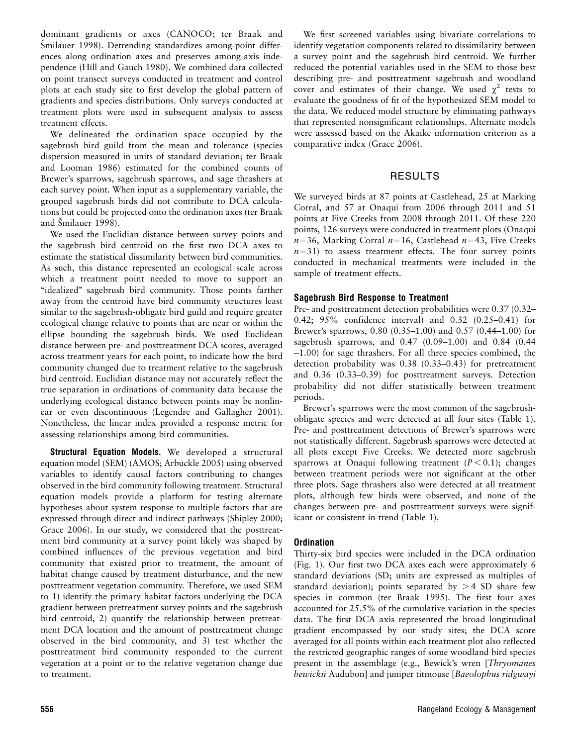dominant gradients or axes (CANOCO; ter Braak and Šmilauer 1998). Detrending standardizes among-point differences along ordination axes and preserves among-axis independence (Hill and Gauch 1980). We combined data collected on point transect surveys conducted in treatment and control plots at each study site to first develop the global pattern of gradients and species distributions. Only surveys conducted at treatment plots were used in subsequent analysis to assess treatment effects.

We delineated the ordination space occupied by the sagebrush bird guild from the mean and tolerance (species dispersion measured in units of standard deviation; ter Braak and Looman 1986) estimated for the combined counts of Brewer's sparrows, sagebrush sparrows, and sage thrashers at each survey point. When input as a supplementary variable, the grouped sagebrush birds did not contribute to DCA calculations but could be projected onto the ordination axes (ter Braak and Šmilauer 1998).

We used the Euclidian distance between survey points and the sagebrush bird centroid on the first two DCA axes to estimate the statistical dissimilarity between bird communities. As such, this distance represented an ecological scale across which a treatment point needed to move to support an "idealized" sagebrush bird community. Those points farther away from the centroid have bird community structures least similar to the sagebrush-obligate bird guild and require greater ecological change relative to points that are near or within the ellipse bounding the sagebrush birds. We used Euclidean distance between pre- and posttreatment DCA scores, averaged across treatment years for each point, to indicate how the bird community changed due to treatment relative to the sagebrush bird centroid. Euclidian distance may not accurately reflect the true separation in ordinations of community data because the underlying ecological distance between points may be nonlinear or even discontinuous (Legendre and Gallagher 2001). Nonetheless, the linear index provided a response metric for assessing relationships among bird communities.

**Structural Equation Models.** We developed a structural equation model (SEM) (AMOS; Arbuckle 2005) using observed variables to identify causal factors contributing to changes observed in the bird community following treatment. Structural equation models provide a platform for testing alternate hypotheses about system response to multiple factors that are expressed through direct and indirect pathways (Shipley 2000; Grace 2006). In our study, we considered that the posttreatment bird community at a survey point likely was shaped by combined influences of the previous vegetation and bird community that existed prior to treatment, the amount of habitat change caused by treatment disturbance, and the new posttreatment vegetation community. Therefore, we used SEM to 1) identify the primary habitat factors underlying the DCA gradient between pretreatment survey points and the sagebrush bird centroid, 2) quantify the relationship between pretreatment DCA location and the amount of posttreatment change observed in the bird community, and 3) test whether the posttreatment bird community responded to the current vegetation at a point or to the relative vegetation change due to treatment.

We first screened variables using bivariate correlations to identify vegetation components related to dissimilarity between a survey point and the sagebrush bird centroid. We further reduced the potential variables used in the SEM to those best describing pre- and posttreatment sagebrush and woodland cover and estimates of their change. We used $\chi^2$ tests to evaluate the goodness of fit of the hypothesized SEM model to the data. We reduced model structure by eliminating pathways that represented nonsignificant relationships. Alternate models were assessed based on the Akaike information criterion as a comparative index (Grace 2006).

## RESULTS

We surveyed birds at 87 points at Castlehead, 25 at Marking Corral, and 57 at Onaqui from 2006 through 2011 and 51 points at Five Creeks from 2008 through 2011. Of these 220 points, 126 surveys were conducted in treatment plots (Onaqui $n=36$, Marking Corral $n=16$, Castlehead $n=43$, Five Creeks $n=31$) to assess treatment effects. The four survey points conducted in mechanical treatments were included in the sample of treatment effects.

### Sagebrush Bird Response to Treatment

Pre- and posttreatment detection probabilities were 0.37 (0.32–0.42; 95% confidence interval) and 0.32 (0.25–0.41) for Brewer's sparrows, 0.80 (0.35–1.00) and 0.57 (0.44–1.00) for sagebrush sparrows, and 0.47 (0.09–1.00) and 0.84 (0.44–1.00) for sage thrashers. For all three species combined, the detection probability was 0.38 (0.33–0.43) for pretreatment and 0.36 (0.33–0.39) for posttreatment surveys. Detection probability did not differ statistically between treatment periods.

Brewer's sparrows were the most common of the sagebrush-obligate species and were detected at all four sites (Table 1). Pre- and posttreatment detections of Brewer's sparrows were not statistically different. Sagebrush sparrows were detected at all plots except Five Creeks. We detected more sagebrush sparrows at Onaqui following treatment ($P < 0.1$); changes between treatment periods were not significant at the other three plots. Sage thrashers also were detected at all treatment plots, although few birds were observed, and none of the changes between pre- and posttreatment surveys were significant or consistent in trend (Table 1).

### Ordination

Thirty-six bird species were included in the DCA ordination (Fig. 1). Our first two DCA axes each were approximately 6 standard deviations (SD; units are expressed as multiples of standard deviation); points separated by $>4$ SD share few species in common (ter Braak 1995). The first four axes accounted for 25.5% of the cumulative variation in the species data. The first DCA axis represented the broad longitudinal gradient encompassed by our study sites; the DCA score averaged for all points within each treatment plot also reflected the restricted geographic ranges of some woodland bird species present in the assemblage (e.g., Bewick's wren [*Thryomanes bewickii* Audubon] and juniper titmouse [*Baeolophus ridgwayi*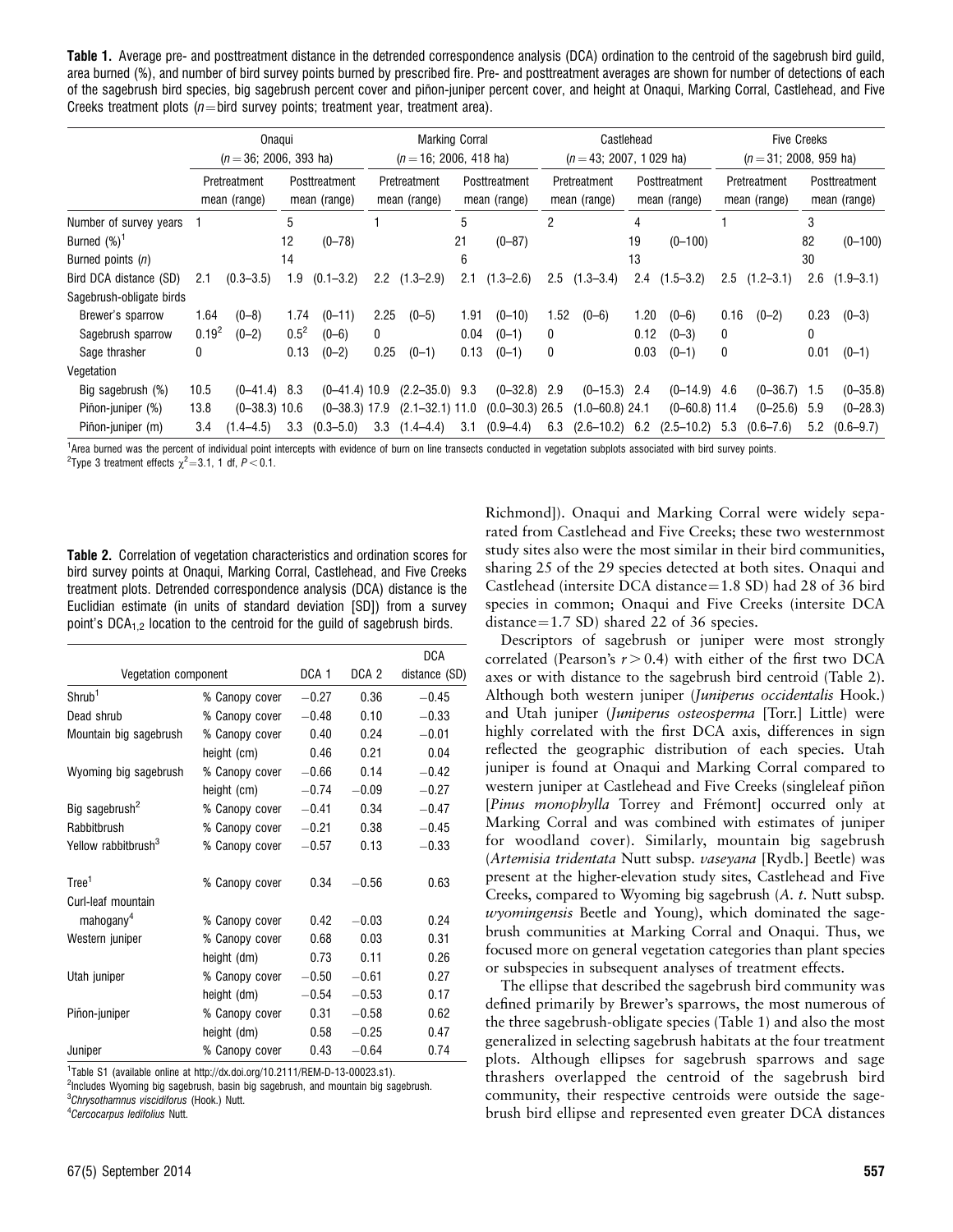**Table 1.** Average pre- and posttreatment distance in the detrended correspondence analysis (DCA) ordination to the centroid of the sagebrush bird guild, area burned (%), and number of bird survey points burned by prescribed fire. Pre- and posttreatment averages are shown for number of detections of each of the sagebrush bird species, big sagebrush percent cover and piñon-juniper percent cover, and height at Onaqui, Marking Corral, Castlehead, and Five Creeks treatment plots ($n$ = bird survey points; treatment year, treatment area).

| | Onaqui ($n$ = 36; 2006, 393 ha) | | | | Marking Corral ($n$ = 16; 2006, 418 ha) | | | | Castlehead ($n$ = 43; 2007, 1 029 ha) | | | | Five Creeks ($n$ = 31; 2008, 959 ha) | | | |
|---|---|---|---|---|---|---|---|---|---|---|---|---|---|---|---|---|
| | Pretreatment mean (range) | | Posttreatment mean (range) | | Pretreatment mean (range) | | Posttreatment mean (range) | | Pretreatment mean (range) | | Posttreatment mean (range) | | Pretreatment mean (range) | | Posttreatment mean (range) | |
| Number of survey years | 1 | | 5 | | 1 | | 5 | | 2 | | 4 | | 1 | | 3 | |
| Burned (%)[1] | | | 12 | (0–78) | | | 21 | (0–87) | | | 19 | (0–100) | | | 82 | (0–100) |
| Burned points ($n$) | | | 14 | | | | 6 | | | | 13 | | | | 30 | |
| Bird DCA distance (SD) | 2.1 | (0.3–3.5) | 1.9 | (0.1–3.2) | 2.2 | (1.3–2.9) | 2.1 | (1.3–2.6) | 2.5 | (1.3–3.4) | 2.4 | (1.5–3.2) | 2.5 | (1.2–3.1) | 2.6 | (1.9–3.1) |
| Sagebrush-obligate birds | | | | | | | | | | | | | | | | |
| Brewer's sparrow | 1.64 | (0–8) | 1.74 | (0–11) | 2.25 | (0–5) | 1.91 | (0–10) | 1.52 | (0–6) | 1.20 | (0–6) | 0.16 | (0–2) | 0.23 | (0–3) |
| Sagebrush sparrow | 0.19[2] | (0–2) | 0.5[2] | (0–6) | 0 | | 0.04 | (0–1) | 0 | | 0.12 | (0–3) | 0 | | 0 | |
| Sage thrasher | 0 | | 0.13 | (0–2) | 0.25 | (0–1) | 0.13 | (0–1) | 0 | | 0.03 | (0–1) | 0 | | 0.01 | (0–1) |
| Vegetation | | | | | | | | | | | | | | | | |
| Big sagebrush (%) | 10.5 | (0–41.4) | 8.3 | (0–41.4) | 10.9 | (2.2–35.0) | 9.3 | (0–32.8) | 2.9 | (0–15.3) | 2.4 | (0–14.9) | 4.6 | (0–36.7) | 1.5 | (0–35.8) |
| Piñon-juniper (%) | 13.8 | (0–38.3) | 10.6 | (0–38.3) | 17.9 | (2.1–32.1) | 11.0 | (0.0–30.3) | 26.5 | (1.0–60.8) | 24.1 | (0–60.8) | 11.4 | (0–25.6) | 5.9 | (0–28.3) |
| Piñon-juniper (m) | 3.4 | (1.4–4.5) | 3.3 | (0.3–5.0) | 3.3 | (1.4–4.4) | 3.1 | (0.9–4.4) | 6.3 | (2.6–10.2) | 6.2 | (2.5–10.2) | 5.3 | (0.6–7.6) | 5.2 | (0.6–9.7) |

[1]Area burned was the percent of individual point intercepts with evidence of burn on line transects conducted in vegetation subplots associated with bird survey points.
[2]Type 3 treatment effects $\chi^2 = 3.1$, 1 df, $P < 0.1$.

**Table 2.** Correlation of vegetation characteristics and ordination scores for bird survey points at Onaqui, Marking Corral, Castlehead, and Five Creeks treatment plots. Detrended correspondence analysis (DCA) distance is the Euclidian estimate (in units of standard deviation [SD]) from a survey point's $DCA_{1,2}$ location to the centroid for the guild of sagebrush birds.

| Vegetation component | | DCA 1 | DCA 2 | DCA distance (SD) |
|---|---|---|---|---|
| Shrub[1] | % Canopy cover | −0.27 | 0.36 | −0.45 |
| Dead shrub | % Canopy cover | −0.48 | 0.10 | −0.33 |
| Mountain big sagebrush | % Canopy cover | 0.40 | 0.24 | −0.01 |
| | height (cm) | 0.46 | 0.21 | 0.04 |
| Wyoming big sagebrush | % Canopy cover | −0.66 | 0.14 | −0.42 |
| | height (cm) | −0.74 | −0.09 | −0.27 |
| Big sagebrush[2] | % Canopy cover | −0.41 | 0.34 | −0.47 |
| Rabbitbrush | % Canopy cover | −0.21 | 0.38 | −0.45 |
| Yellow rabbitbrush[3] | % Canopy cover | −0.57 | 0.13 | −0.33 |
| Tree[1] | % Canopy cover | 0.34 | −0.56 | 0.63 |
| Curl-leaf mountain mahogany[4] | % Canopy cover | 0.42 | −0.03 | 0.24 |
| Western juniper | % Canopy cover | 0.68 | 0.03 | 0.31 |
| | height (dm) | 0.73 | 0.11 | 0.26 |
| Utah juniper | % Canopy cover | −0.50 | −0.61 | 0.27 |
| | height (dm) | −0.54 | −0.53 | 0.17 |
| Piñon-juniper | % Canopy cover | 0.31 | −0.58 | 0.62 |
| | height (dm) | 0.58 | −0.25 | 0.47 |
| Juniper | % Canopy cover | 0.43 | −0.64 | 0.74 |

[1]Table S1 (available online at http://dx.doi.org/10.2111/REM-D-13-00023.s1).
[2]Includes Wyoming big sagebrush, basin big sagebrush, and mountain big sagebrush.
[3]*Chrysothamnus viscidiforus* (Hook.) Nutt.
[4]*Cercocarpus ledifolius* Nutt.

Richmond]). Onaqui and Marking Corral were widely separated from Castlehead and Five Creeks; these two westernmost study sites also were the most similar in their bird communities, sharing 25 of the 29 species detected at both sites. Onaqui and Castlehead (intersite DCA distance = 1.8 SD) had 28 of 36 bird species in common; Onaqui and Five Creeks (intersite DCA distance = 1.7 SD) shared 22 of 36 species.

Descriptors of sagebrush or juniper were most strongly correlated (Pearson's $r > 0.4$) with either of the first two DCA axes or with distance to the sagebrush bird centroid (Table 2). Although both western juniper (*Juniperus occidentalis* Hook.) and Utah juniper (*Juniperus osteosperma* [Torr.] Little) were highly correlated with the first DCA axis, differences in sign reflected the geographic distribution of each species. Utah juniper is found at Onaqui and Marking Corral compared to western juniper at Castlehead and Five Creeks (singleleaf piñon [*Pinus monophylla* Torrey and Frémont] occurred only at Marking Corral and was combined with estimates of juniper for woodland cover). Similarly, mountain big sagebrush (*Artemisia tridentata* Nutt subsp. *vaseyana* [Rydb.] Beetle) was present at the higher-elevation study sites, Castlehead and Five Creeks, compared to Wyoming big sagebrush (*A. t.* Nutt subsp. *wyomingensis* Beetle and Young), which dominated the sagebrush communities at Marking Corral and Onaqui. Thus, we focused more on general vegetation categories than plant species or subspecies in subsequent analyses of treatment effects.

The ellipse that described the sagebrush bird community was defined primarily by Brewer's sparrows, the most numerous of the three sagebrush-obligate species (Table 1) and also the most generalized in selecting sagebrush habitats at the four treatment plots. Although ellipses for sagebrush sparrows and sage thrashers overlapped the centroid of the sagebrush bird community, their respective centroids were outside the sagebrush bird ellipse and represented even greater DCA distances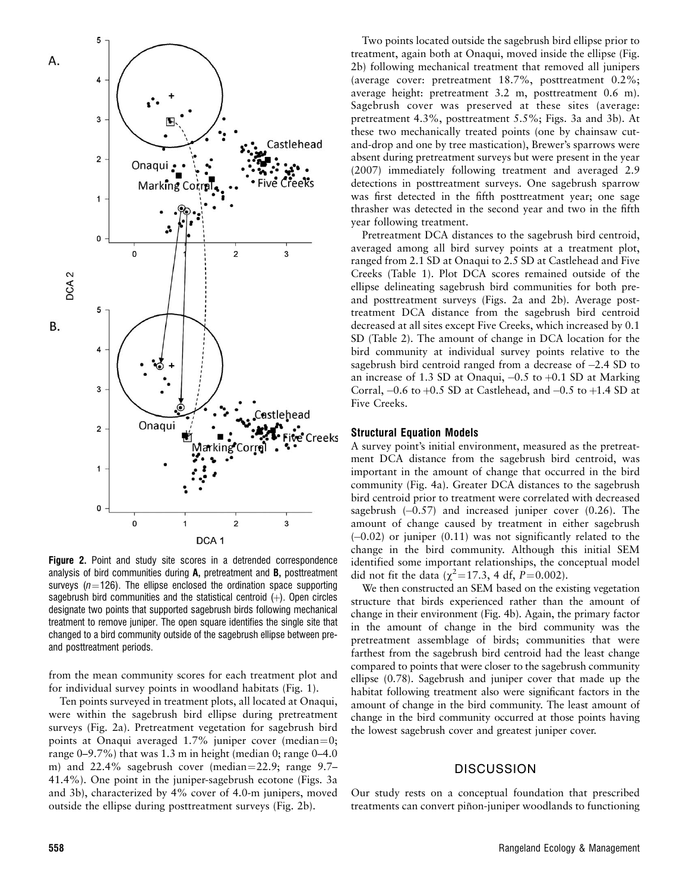Figure 2. Point and study site scores in a detrended correspondence analysis of bird communities during **A**, pretreatment and **B**, posttreatment surveys ($n=126$). The ellipse enclosed the ordination space supporting sagebrush bird communities and the statistical centroid (+). Open circles designate two points that supported sagebrush birds following mechanical treatment to remove juniper. The open square identifies the single site that changed to a bird community outside of the sagebrush ellipse between pre- and posttreatment periods.

from the mean community scores for each treatment plot and for individual survey points in woodland habitats (Fig. 1).

Ten points surveyed in treatment plots, all located at Onaqui, were within the sagebrush bird ellipse during pretreatment surveys (Fig. 2a). Pretreatment vegetation for sagebrush bird points at Onaqui averaged 1.7% juniper cover (median = 0; range 0–9.7%) that was 1.3 m in height (median 0; range 0–4.0 m) and 22.4% sagebrush cover (median = 22.9; range 9.7–41.4%). One point in the juniper-sagebrush ecotone (Figs. 3a and 3b), characterized by 4% cover of 4.0-m junipers, moved outside the ellipse during posttreatment surveys (Fig. 2b).

Two points located outside the sagebrush bird ellipse prior to treatment, again both at Onaqui, moved inside the ellipse (Fig. 2b) following mechanical treatment that removed all junipers (average cover: pretreatment 18.7%, posttreatment 0.2%; average height: pretreatment 3.2 m, posttreatment 0.6 m). Sagebrush cover was preserved at these sites (average: pretreatment 4.3%, posttreatment 5.5%; Figs. 3a and 3b). At these two mechanically treated points (one by chainsaw cut-and-drop and one by tree mastication), Brewer's sparrows were absent during pretreatment surveys but were present in the year (2007) immediately following treatment and averaged 2.9 detections in posttreatment surveys. One sagebrush sparrow was first detected in the fifth posttreatment year; one sage thrasher was detected in the second year and two in the fifth year following treatment.

Pretreatment DCA distances to the sagebrush bird centroid, averaged among all bird survey points at a treatment plot, ranged from 2.1 SD at Onaqui to 2.5 SD at Castlehead and Five Creeks (Table 1). Plot DCA scores remained outside of the ellipse delineating sagebrush bird communities for both pre- and posttreatment surveys (Figs. 2a and 2b). Average posttreatment DCA distance from the sagebrush bird centroid decreased at all sites except Five Creeks, which increased by 0.1 SD (Table 2). The amount of change in DCA location for the bird community at individual survey points relative to the sagebrush bird centroid ranged from a decrease of –2.4 SD to an increase of 1.3 SD at Onaqui, –0.5 to +0.1 SD at Marking Corral, –0.6 to +0.5 SD at Castlehead, and –0.5 to +1.4 SD at Five Creeks.

### Structural Equation Models

A survey point's initial environment, measured as the pretreatment DCA distance from the sagebrush bird centroid, was important in the amount of change that occurred in the bird community (Fig. 4a). Greater DCA distances to the sagebrush bird centroid prior to treatment were correlated with decreased sagebrush (–0.57) and increased juniper cover (0.26). The amount of change caused by treatment in either sagebrush (–0.02) or juniper (0.11) was not significantly related to the change in the bird community. Although this initial SEM identified some important relationships, the conceptual model did not fit the data ($\chi^2=17.3$, 4 df, $P=0.002$).

We then constructed an SEM based on the existing vegetation structure that birds experienced rather than the amount of change in their environment (Fig. 4b). Again, the primary factor in the amount of change in the bird community was the pretreatment assemblage of birds; communities that were farthest from the sagebrush bird centroid had the least change compared to points that were closer to the sagebrush community ellipse (0.78). Sagebrush and juniper cover that made up the habitat following treatment also were significant factors in the amount of change in the bird community. The least amount of change in the bird community occurred at those points having the lowest sagebrush cover and greatest juniper cover.

## DISCUSSION

Our study rests on a conceptual foundation that prescribed treatments can convert piñon-juniper woodlands to functioning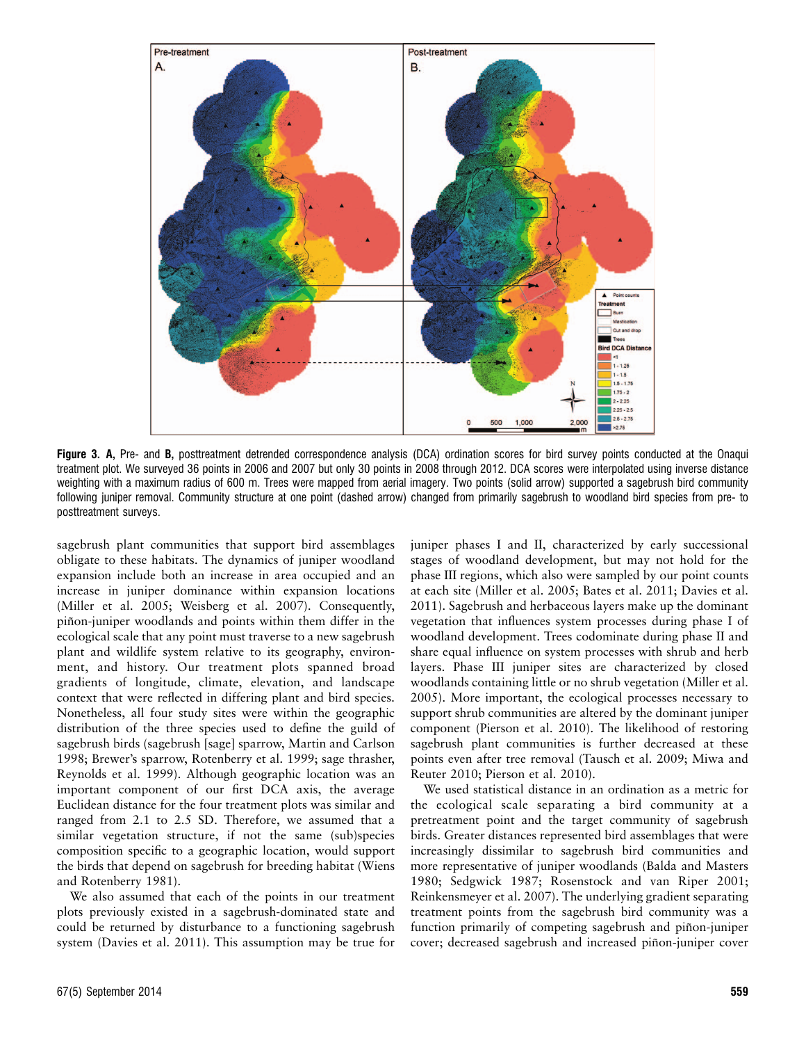**Figure 3. A,** Pre- and **B,** posttreatment detrended correspondence analysis (DCA) ordination scores for bird survey points conducted at the Onaqui treatment plot. We surveyed 36 points in 2006 and 2007 but only 30 points in 2008 through 2012. DCA scores were interpolated using inverse distance weighting with a maximum radius of 600 m. Trees were mapped from aerial imagery. Two points (solid arrow) supported a sagebrush bird community following juniper removal. Community structure at one point (dashed arrow) changed from primarily sagebrush to woodland bird species from pre- to posttreatment surveys.

sagebrush plant communities that support bird assemblages obligate to these habitats. The dynamics of juniper woodland expansion include both an increase in area occupied and an increase in juniper dominance within expansion locations (Miller et al. 2005; Weisberg et al. 2007). Consequently, piñon-juniper woodlands and points within them differ in the ecological scale that any point must traverse to a new sagebrush plant and wildlife system relative to its geography, environment, and history. Our treatment plots spanned broad gradients of longitude, climate, elevation, and landscape context that were reflected in differing plant and bird species. Nonetheless, all four study sites were within the geographic distribution of the three species used to define the guild of sagebrush birds (sagebrush [sage] sparrow, Martin and Carlson 1998; Brewer's sparrow, Rotenberry et al. 1999; sage thrasher, Reynolds et al. 1999). Although geographic location was an important component of our first DCA axis, the average Euclidean distance for the four treatment plots was similar and ranged from 2.1 to 2.5 SD. Therefore, we assumed that a similar vegetation structure, if not the same (sub)species composition specific to a geographic location, would support the birds that depend on sagebrush for breeding habitat (Wiens and Rotenberry 1981).

We also assumed that each of the points in our treatment plots previously existed in a sagebrush-dominated state and could be returned by disturbance to a functioning sagebrush system (Davies et al. 2011). This assumption may be true for juniper phases I and II, characterized by early successional stages of woodland development, but may not hold for the phase III regions, which also were sampled by our point counts at each site (Miller et al. 2005; Bates et al. 2011; Davies et al. 2011). Sagebrush and herbaceous layers make up the dominant vegetation that influences system processes during phase I of woodland development. Trees codominate during phase II and share equal influence on system processes with shrub and herb layers. Phase III juniper sites are characterized by closed woodlands containing little or no shrub vegetation (Miller et al. 2005). More important, the ecological processes necessary to support shrub communities are altered by the dominant juniper component (Pierson et al. 2010). The likelihood of restoring sagebrush plant communities is further decreased at these points even after tree removal (Tausch et al. 2009; Miwa and Reuter 2010; Pierson et al. 2010).

We used statistical distance in an ordination as a metric for the ecological scale separating a bird community at a pretreatment point and the target community of sagebrush birds. Greater distances represented bird assemblages that were increasingly dissimilar to sagebrush bird communities and more representative of juniper woodlands (Balda and Masters 1980; Sedgwick 1987; Rosenstock and van Riper 2001; Reinkensmeyer et al. 2007). The underlying gradient separating treatment points from the sagebrush bird community was a function primarily of competing sagebrush and piñon-juniper cover; decreased sagebrush and increased piñon-juniper cover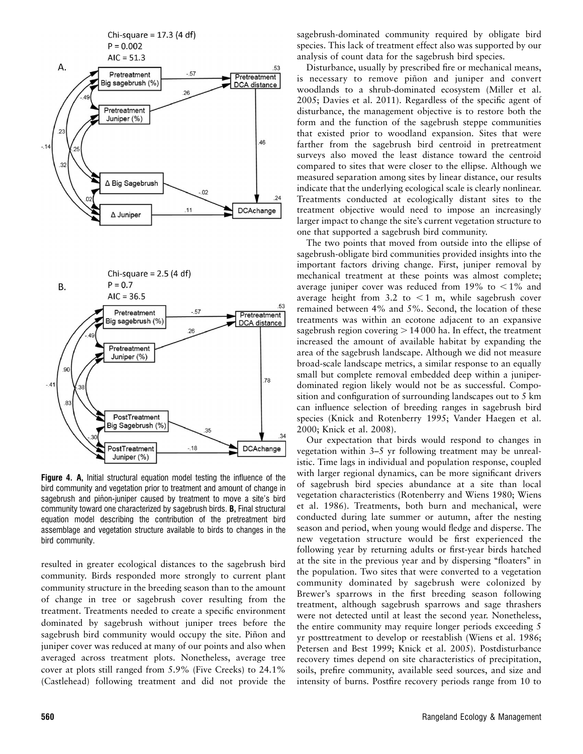Chi-square = 17.3 (4 df)
P = 0.002
AIC = 51.3

A.

Pretreatment Big sagebrush (%)
Pretreatment Juniper (%)
Δ Big Sagebrush
Δ Juniper
Pretreatment DCA distance
DCAchange

-.57
.26
.46
-.02
.11
.53
.24
-.49
.23
-.14
.25
.32
.02

Chi-square = 2.5 (4 df)
P = 0.7
AIC = 36.5

B.

Pretreatment Big sagebrush (%)
Pretreatment Juniper (%)
PostTreatment Big Sagebrush (%)
PostTreatment Juniper (%)
Pretreatment DCA distance
DCAchange

-.57
.26
.78
.35
-.18
.53
.34
-.49
.90
-.41
.38
.83
-.30

**Figure 4. A,** Initial structural equation model testing the influence of the bird community and vegetation prior to treatment and amount of change in sagebrush and piñon-juniper caused by treatment to move a site's bird community toward one characterized by sagebrush birds. **B,** Final structural equation model describing the contribution of the pretreatment bird assemblage and vegetation structure available to birds to changes in the bird community.

resulted in greater ecological distances to the sagebrush bird community. Birds responded more strongly to current plant community structure in the breeding season than to the amount of change in tree or sagebrush cover resulting from the treatment. Treatments needed to create a specific environment dominated by sagebrush without juniper trees before the sagebrush bird community would occupy the site. Piñon and juniper cover was reduced at many of our points and also when averaged across treatment plots. Nonetheless, average tree cover at plots still ranged from 5.9% (Five Creeks) to 24.1% (Castlehead) following treatment and did not provide the sagebrush-dominated community required by obligate bird species. This lack of treatment effect also was supported by our analysis of count data for the sagebrush bird species.

Disturbance, usually by prescribed fire or mechanical means, is necessary to remove piñon and juniper and convert woodlands to a shrub-dominated ecosystem (Miller et al. 2005; Davies et al. 2011). Regardless of the specific agent of disturbance, the management objective is to restore both the form and the function of the sagebrush steppe communities that existed prior to woodland expansion. Sites that were farther from the sagebrush bird centroid in pretreatment surveys also moved the least distance toward the centroid compared to sites that were closer to the ellipse. Although we measured separation among sites by linear distance, our results indicate that the underlying ecological scale is clearly nonlinear. Treatments conducted at ecologically distant sites to the treatment objective would need to impose an increasingly larger impact to change the site's current vegetation structure to one that supported a sagebrush bird community.

The two points that moved from outside into the ellipse of sagebrush-obligate bird communities provided insights into the important factors driving change. First, juniper removal by mechanical treatment at these points was almost complete; average juniper cover was reduced from 19% to $<1$% and average height from 3.2 to $<1$ m, while sagebrush cover remained between 4% and 5%. Second, the location of these treatments was within an ecotone adjacent to an expansive sagebrush region covering $>14\,000$ ha. In effect, the treatment increased the amount of available habitat by expanding the area of the sagebrush landscape. Although we did not measure broad-scale landscape metrics, a similar response to an equally small but complete removal embedded deep within a juniper-dominated region likely would not be as successful. Composition and configuration of surrounding landscapes out to 5 km can influence selection of breeding ranges in sagebrush bird species (Knick and Rotenberry 1995; Vander Haegen et al. 2000; Knick et al. 2008).

Our expectation that birds would respond to changes in vegetation within 3–5 yr following treatment may be unrealistic. Time lags in individual and population response, coupled with larger regional dynamics, can be more significant drivers of sagebrush bird species abundance at a site than local vegetation characteristics (Rotenberry and Wiens 1980; Wiens et al. 1986). Treatments, both burn and mechanical, were conducted during late summer or autumn, after the nesting season and period, when young would fledge and disperse. The new vegetation structure would be first experienced the following year by returning adults or first-year birds hatched at the site in the previous year and by dispersing "floaters" in the population. Two sites that were converted to a vegetation community dominated by sagebrush were colonized by Brewer's sparrows in the first breeding season following treatment, although sagebrush sparrows and sage thrashers were not detected until at least the second year. Nonetheless, the entire community may require longer periods exceeding 5 yr posttreatment to develop or reestablish (Wiens et al. 1986; Petersen and Best 1999; Knick et al. 2005). Postdisturbance recovery times depend on site characteristics of precipitation, soils, prefire community, available seed sources, and size and intensity of burns. Postfire recovery periods range from 10 to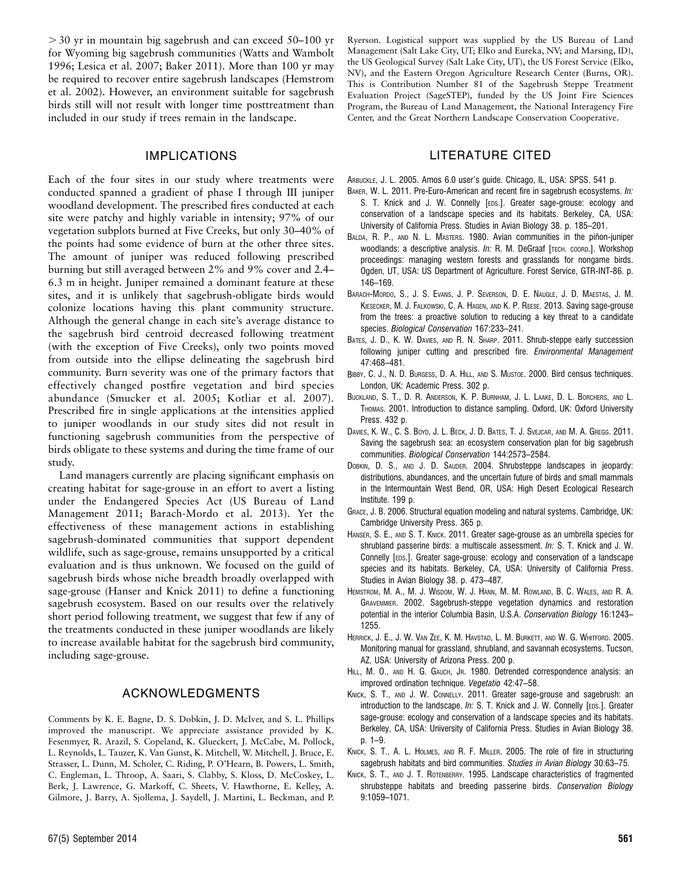> 30 yr in mountain big sagebrush and can exceed 50–100 yr for Wyoming big sagebrush communities (Watts and Wambolt 1996; Lesica et al. 2007; Baker 2011). More than 100 yr may be required to recover entire sagebrush landscapes (Hemstrom et al. 2002). However, an environment suitable for sagebrush birds still will not result with longer time posttreatment than included in our study if trees remain in the landscape.

## IMPLICATIONS

Each of the four sites in our study where treatments were conducted spanned a gradient of phase I through III juniper woodland development. The prescribed fires conducted at each site were patchy and highly variable in intensity; 97% of our vegetation subplots burned at Five Creeks, but only 30–40% of the points had some evidence of burn at the other three sites. The amount of juniper was reduced following prescribed burning but still averaged between 2% and 9% cover and 2.4–6.3 m in height. Juniper remained a dominant feature at these sites, and it is unlikely that sagebrush-obligate birds would colonize locations having this plant community structure. Although the general change in each site's average distance to the sagebrush bird centroid decreased following treatment (with the exception of Five Creeks), only two points moved from outside into the ellipse delineating the sagebrush bird community. Burn severity was one of the primary factors that effectively changed postfire vegetation and bird species abundance (Smucker et al. 2005; Kotliar et al. 2007). Prescribed fire in single applications at the intensities applied to juniper woodlands in our study sites did not result in functioning sagebrush communities from the perspective of birds obligate to these systems and during the time frame of our study.

Land managers currently are placing significant emphasis on creating habitat for sage-grouse in an effort to avert a listing under the Endangered Species Act (US Bureau of Land Management 2011; Barach-Mordo et al. 2013). Yet the effectiveness of these management actions in establishing sagebrush-dominated communities that support dependent wildlife, such as sage-grouse, remains unsupported by a critical evaluation and is thus unknown. We focused on the guild of sagebrush birds whose niche breadth broadly overlapped with sage-grouse (Hanser and Knick 2011) to define a functioning sagebrush ecosystem. Based on our results over the relatively short period following treatment, we suggest that few if any of the treatments conducted in these juniper woodlands are likely to increase available habitat for the sagebrush bird community, including sage-grouse.

## ACKNOWLEDGMENTS

Comments by K. E. Bagne, D. S. Dobkin, J. D. McIver, and S. L. Phillips improved the manuscript. We appreciate assistance provided by K. Fesenmyer, R. Arazil, S. Copeland, K. Glueckert, J. McCabe, M. Pollock, L. Reynolds, L. Tauzer, K. Van Gunst, K. Mitchell, W. Mitchell, J. Bruce, E. Strasser, L. Dunn, M. Scholer, C. Riding, P. O'Hearn, B. Powers, L. Smith, C. Engleman, L. Throop, A. Saari, S. Clabby, S. Kloss, D. McCoskey, L. Berk, J. Lawrence, G. Markoff, C. Sheets, V. Hawthorne, E. Kelley, A. Gilmore, J. Barry, A. Sjollema, J. Saydell, J. Martini, L. Beckman, and P. Ryerson. Logistical support was supplied by the US Bureau of Land Management (Salt Lake City, UT; Elko and Eureka, NV; and Marsing, ID), the US Geological Survey (Salt Lake City, UT), the US Forest Service (Elko, NV), and the Eastern Oregon Agriculture Research Center (Burns, OR). This is Contribution Number 81 of the Sagebrush Steppe Treatment Evaluation Project (SageSTEP), funded by the US Joint Fire Sciences Program, the Bureau of Land Management, the National Interagency Fire Center, and the Great Northern Landscape Conservation Cooperative.

## LITERATURE CITED

Arbuckle, J. L. 2005. Amos 6.0 user's guide. Chicago, IL, USA: SPSS. 541 p.

Baker, W. L. 2011. Pre-Euro-American and recent fire in sagebrush ecosystems. *In:* S. T. Knick and J. W. Connelly [eds.]. Greater sage-grouse: ecology and conservation of a landscape species and its habitats. Berkeley, CA, USA: University of California Press. Studies in Avian Biology 38. p. 185–201.

Balda, R. P., and N. L. Masters. 1980. Avian communities in the piñon-juniper woodlands: a descriptive analysis. *In:* R. M. DeGraaf [tech. coord.]. Workshop proceedings: managing western forests and grasslands for nongame birds. Ogden, UT, USA: US Department of Agriculture. Forest Service, GTR-INT-86. p. 146–169.

Barach-Mordo, S., J. S. Evans, J. P. Severson, D. E. Naugle, J. D. Maestas, J. M. Kiesecker, M. J. Falkowski, C. A. Hagen, and K. P. Reese. 2013. Saving sage-grouse from the trees: a proactive solution to reducing a key threat to a candidate species. *Biological Conservation* 167:233–241.

Bates, J. D., K. W. Davies, and R. N. Sharp. 2011. Shrub-steppe early succession following juniper cutting and prescribed fire. *Environmental Management* 47:468–481.

Bibby, C. J., N. D. Burgess, D. A. Hill, and S. Mustoe. 2000. Bird census techniques. London, UK: Academic Press. 302 p.

Buckland, S. T., D. R. Anderson, K. P. Burnham, J. L. Laake, D. L. Borchers, and L. Thomas. 2001. Introduction to distance sampling. Oxford, UK: Oxford University Press. 432 p.

Davies, K. W., C. S. Boyd, J. L. Beck, J. D. Bates, T. J. Svejcar, and M. A. Gregg. 2011. Saving the sagebrush sea: an ecosystem conservation plan for big sagebrush communities. *Biological Conservation* 144:2573–2584.

Dobkin, D. S., and J. D. Sauder. 2004. Shrubsteppe landscapes in jeopardy: distributions, abundances, and the uncertain future of birds and small mammals in the Intermountain West Bend, OR, USA: High Desert Ecological Research Institute. 199 p.

Grace, J. B. 2006. Structural equation modeling and natural systems. Cambridge, UK: Cambridge University Press. 365 p.

Hanser, S. E., and S. T. Knick. 2011. Greater sage-grouse as an umbrella species for shrubland passerine birds: a multiscale assessment. *In:* S. T. Knick and J. W. Connelly [eds.]. Greater sage-grouse: ecology and conservation of a landscape species and its habitats. Berkeley, CA, USA: University of California Press. Studies in Avian Biology 38. p. 473–487.

Hemstrom, M. A., M. J. Wisdom, W. J. Hann, M. M. Rowland, B. C. Wales, and R. A. Gravenmier. 2002. Sagebrush-steppe vegetation dynamics and restoration potential in the interior Columbia Basin, U.S.A. *Conservation Biology* 16:1243–1255.

Herrick, J. E., J. W. Van Zee, K. M. Havstad, L. M. Burkett, and W. G. Whitford. 2005. Monitoring manual for grassland, shrubland, and savannah ecosystems. Tucson, AZ, USA: University of Arizona Press. 200 p.

Hill, M. O., and H. G. Gauch, Jr. 1980. Detrended correspondence analysis: an improved ordination technique. *Vegetatio* 42:47–58.

Knick, S. T., and J. W. Connelly. 2011. Greater sage-grouse and sagebrush: an introduction to the landscape. *In:* S. T. Knick and J. W. Connelly [eds.]. Greater sage-grouse: ecology and conservation of a landscape species and its habitats. Berkeley, CA, USA: University of California Press. Studies in Avian Biology 38. p. 1–9.

Knick, S. T., A. L. Holmes, and R. F. Miller. 2005. The role of fire in structuring sagebrush habitats and bird communities. *Studies in Avian Biology* 30:63–75.

Knick, S. T., and J. T. Rotenberry. 1995. Landscape characteristics of fragmented shrubsteppe habitats and breeding passerine birds. *Conservation Biology* 9:1059–1071.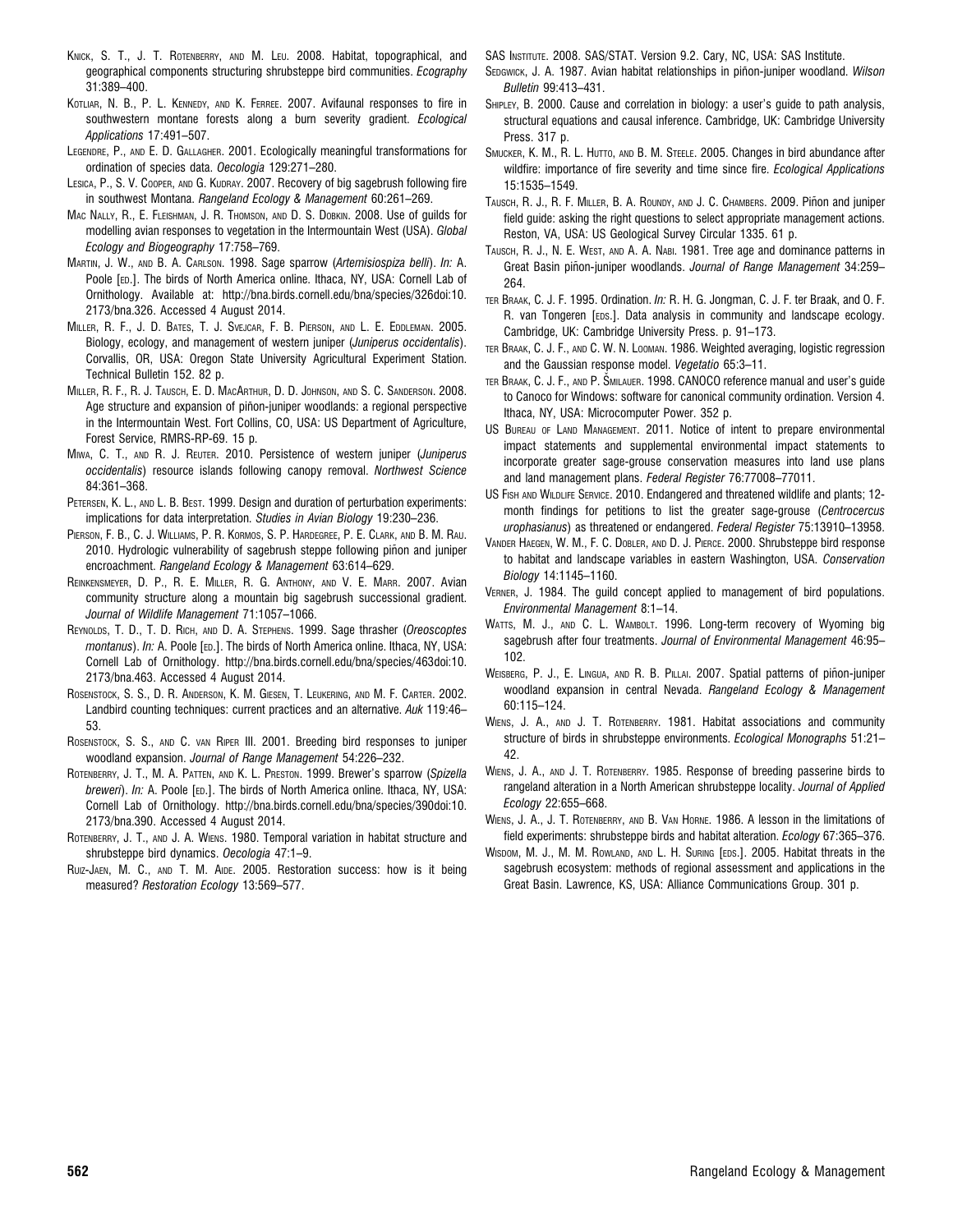Knick, S. T., J. T. Rotenberry, and M. Leu. 2008. Habitat, topographical, and geographical components structuring shrubsteppe bird communities. *Ecography* 31:389–400.

Kotliar, N. B., P. L. Kennedy, and K. Ferree. 2007. Avifaunal responses to fire in southwestern montane forests along a burn severity gradient. *Ecological Applications* 17:491–507.

Legendre, P., and E. D. Gallagher. 2001. Ecologically meaningful transformations for ordination of species data. *Oecologia* 129:271–280.

Lesica, P., S. V. Cooper, and G. Kudray. 2007. Recovery of big sagebrush following fire in southwest Montana. *Rangeland Ecology & Management* 60:261–269.

Mac Nally, R., E. Fleishman, J. R. Thomson, and D. S. Dobkin. 2008. Use of guilds for modelling avian responses to vegetation in the Intermountain West (USA). *Global Ecology and Biogeography* 17:758–769.

Martin, J. W., and B. A. Carlson. 1998. Sage sparrow (*Artemisiospiza belli*). *In:* A. Poole [ed.]. The birds of North America online. Ithaca, NY, USA: Cornell Lab of Ornithology. Available at: http://bna.birds.cornell.edu/bna/species/326doi:10.2173/bna.326. Accessed 4 August 2014.

Miller, R. F., J. D. Bates, T. J. Svejcar, F. B. Pierson, and L. E. Eddleman. 2005. Biology, ecology, and management of western juniper (*Juniperus occidentalis*). Corvallis, OR, USA: Oregon State University Agricultural Experiment Station. Technical Bulletin 152. 82 p.

Miller, R. F., R. J. Tausch, E. D. MacArthur, D. D. Johnson, and S. C. Sanderson. 2008. Age structure and expansion of piñon-juniper woodlands: a regional perspective in the Intermountain West. Fort Collins, CO, USA: US Department of Agriculture, Forest Service, RMRS-RP-69. 15 p.

Miwa, C. T., and R. J. Reuter. 2010. Persistence of western juniper (*Juniperus occidentalis*) resource islands following canopy removal. *Northwest Science* 84:361–368.

Petersen, K. L., and L. B. Best. 1999. Design and duration of perturbation experiments: implications for data interpretation. *Studies in Avian Biology* 19:230–236.

Pierson, F. B., C. J. Williams, P. R. Kormos, S. P. Hardegree, P. E. Clark, and B. M. Rau. 2010. Hydrologic vulnerability of sagebrush steppe following piñon and juniper encroachment. *Rangeland Ecology & Management* 63:614–629.

Reinkensmeyer, D. P., R. E. Miller, R. G. Anthony, and V. E. Marr. 2007. Avian community structure along a mountain big sagebrush successional gradient. *Journal of Wildlife Management* 71:1057–1066.

Reynolds, T. D., T. D. Rich, and D. A. Stephens. 1999. Sage thrasher (*Oreoscoptes montanus*). *In:* A. Poole [ed.]. The birds of North America online. Ithaca, NY, USA: Cornell Lab of Ornithology. http://bna.birds.cornell.edu/bna/species/463doi:10.2173/bna.463. Accessed 4 August 2014.

Rosenstock, S. S., D. R. Anderson, K. M. Giesen, T. Leukering, and M. F. Carter. 2002. Landbird counting techniques: current practices and an alternative. *Auk* 119:46–53.

Rosenstock, S. S., and C. van Riper III. 2001. Breeding bird responses to juniper woodland expansion. *Journal of Range Management* 54:226–232.

Rotenberry, J. T., M. A. Patten, and K. L. Preston. 1999. Brewer's sparrow (*Spizella breweri*). *In:* A. Poole [ed.]. The birds of North America online. Ithaca, NY, USA: Cornell Lab of Ornithology. http://bna.birds.cornell.edu/bna/species/390doi:10.2173/bna.390. Accessed 4 August 2014.

Rotenberry, J. T., and J. A. Wiens. 1980. Temporal variation in habitat structure and shrubsteppe bird dynamics. *Oecologia* 47:1–9.

Ruiz-Jaen, M. C., and T. M. Aide. 2005. Restoration success: how is it being measured? *Restoration Ecology* 13:569–577.

SAS Institute. 2008. SAS/STAT. Version 9.2. Cary, NC, USA: SAS Institute.

Sedgwick, J. A. 1987. Avian habitat relationships in piñon-juniper woodland. *Wilson Bulletin* 99:413–431.

Shipley, B. 2000. Cause and correlation in biology: a user's guide to path analysis, structural equations and causal inference. Cambridge, UK: Cambridge University Press. 317 p.

Smucker, K. M., R. L. Hutto, and B. M. Steele. 2005. Changes in bird abundance after wildfire: importance of fire severity and time since fire. *Ecological Applications* 15:1535–1549.

Tausch, R. J., R. F. Miller, B. A. Roundy, and J. C. Chambers. 2009. Piñon and juniper field guide: asking the right questions to select appropriate management actions. Reston, VA, USA: US Geological Survey Circular 1335. 61 p.

Tausch, R. J., N. E. West, and A. A. Nabi. 1981. Tree age and dominance patterns in Great Basin piñon-juniper woodlands. *Journal of Range Management* 34:259–264.

ter Braak, C. J. F. 1995. Ordination. *In:* R. H. G. Jongman, C. J. F. ter Braak, and O. F. R. van Tongeren [eds.]. Data analysis in community and landscape ecology. Cambridge, UK: Cambridge University Press. p. 91–173.

ter Braak, C. J. F., and C. W. N. Looman. 1986. Weighted averaging, logistic regression and the Gaussian response model. *Vegetatio* 65:3–11.

ter Braak, C. J. F., and P. Šmilauer. 1998. CANOCO reference manual and user's guide to Canoco for Windows: software for canonical community ordination. Version 4. Ithaca, NY, USA: Microcomputer Power. 352 p.

US Bureau of Land Management. 2011. Notice of intent to prepare environmental impact statements and supplemental environmental impact statements to incorporate greater sage-grouse conservation measures into land use plans and land management plans. *Federal Register* 76:77008–77011.

US Fish and Wildlife Service. 2010. Endangered and threatened wildlife and plants; 12-month findings for petitions to list the greater sage-grouse (*Centrocercus urophasianus*) as threatened or endangered. *Federal Register* 75:13910–13958.

Vander Haegen, W. M., F. C. Dobler, and D. J. Pierce. 2000. Shrubsteppe bird response to habitat and landscape variables in eastern Washington, USA. *Conservation Biology* 14:1145–1160.

Verner, J. 1984. The guild concept applied to management of bird populations. *Environmental Management* 8:1–14.

Watts, M. J., and C. L. Wambolt. 1996. Long-term recovery of Wyoming big sagebrush after four treatments. *Journal of Environmental Management* 46:95–102.

Weisberg, P. J., E. Lingua, and R. B. Pillai. 2007. Spatial patterns of piñon-juniper woodland expansion in central Nevada. *Rangeland Ecology & Management* 60:115–124.

Wiens, J. A., and J. T. Rotenberry. 1981. Habitat associations and community structure of birds in shrubsteppe environments. *Ecological Monographs* 51:21–42.

Wiens, J. A., and J. T. Rotenberry. 1985. Response of breeding passerine birds to rangeland alteration in a North American shrubsteppe locality. *Journal of Applied Ecology* 22:655–668.

Wiens, J. A., J. T. Rotenberry, and B. Van Horne. 1986. A lesson in the limitations of field experiments: shrubsteppe birds and habitat alteration. *Ecology* 67:365–376.

Wisdom, M. J., M. M. Rowland, and L. H. Suring [eds.]. 2005. Habitat threats in the sagebrush ecosystem: methods of regional assessment and applications in the Great Basin. Lawrence, KS, USA: Alliance Communications Group. 301 p.